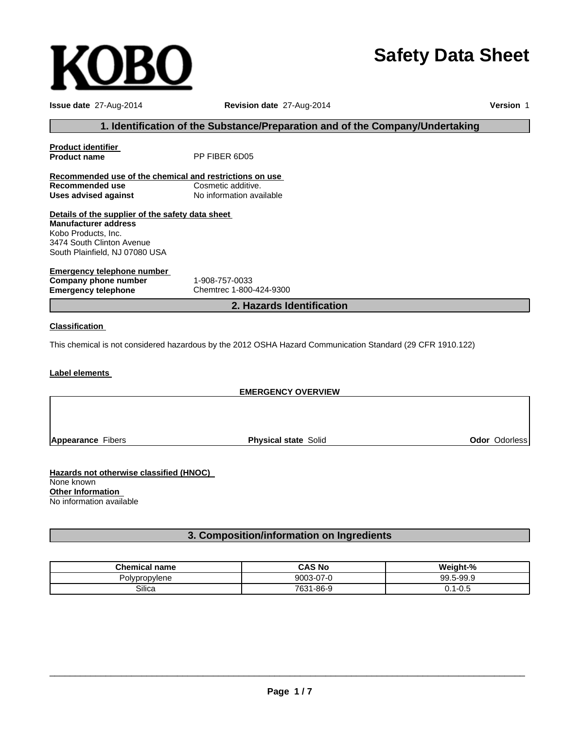KOBO

# Safety Data Sheet

**Issue date** 27-Aug-2014 **Revision date** 27-Aug-2014 **Version** 1

## 1. Identification of the Substance/Preparation and of the Company/Undertaking

**Product identifier**
**Product name** PP FIBER 6D05

**Recommended use of the chemical and restrictions on use**
**Recommended use** Cosmetic additive.
**Uses advised against** No information available

**Details of the supplier of the safety data sheet**
**Manufacturer address**
Kobo Products, Inc.
3474 South Clinton Avenue
South Plainfield, NJ 07080 USA

**Emergency telephone number**
**Company phone number** 1-908-757-0033
**Emergency telephone** Chemtrec 1-800-424-9300

## 2. Hazards Identification

**Classification**

This chemical is not considered hazardous by the 2012 OSHA Hazard Communication Standard (29 CFR 1910.122)

**Label elements**

**EMERGENCY OVERVIEW**

**Appearance** Fibers **Physical state** Solid **Odor** Odorless

**Hazards not otherwise classified (HNOC)**
None known
**Other Information**
No information available

## 3. Composition/information on Ingredients

| Chemical name | CAS No | Weight-% |
| --- | --- | --- |
| Polypropylene | 9003-07-0 | 99.5-99.9 |
| Silica | 7631-86-9 | 0.1-0.5 |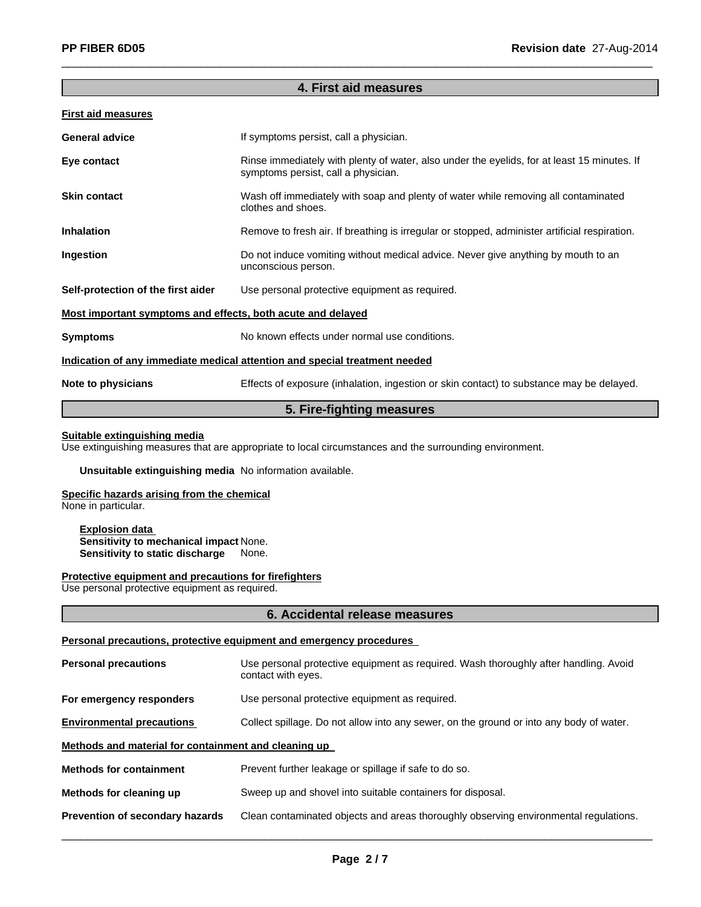## 4. First aid measures

**First aid measures**

| | |
|---|---|
| **General advice** | If symptoms persist, call a physician. |
| **Eye contact** | Rinse immediately with plenty of water, also under the eyelids, for at least 15 minutes. If symptoms persist, call a physician. |
| **Skin contact** | Wash off immediately with soap and plenty of water while removing all contaminated clothes and shoes. |
| **Inhalation** | Remove to fresh air. If breathing is irregular or stopped, administer artificial respiration. |
| **Ingestion** | Do not induce vomiting without medical advice. Never give anything by mouth to an unconscious person. |
| **Self-protection of the first aider** | Use personal protective equipment as required. |

**Most important symptoms and effects, both acute and delayed**

| | |
|---|---|
| **Symptoms** | No known effects under normal use conditions. |

**Indication of any immediate medical attention and special treatment needed**

| | |
|---|---|
| **Note to physicians** | Effects of exposure (inhalation, ingestion or skin contact) to substance may be delayed. |

## 5. Fire-fighting measures

**Suitable extinguishing media**

Use extinguishing measures that are appropriate to local circumstances and the surrounding environment.

**Unsuitable extinguishing media** No information available.

**Specific hazards arising from the chemical**

None in particular.

**Explosion data**

**Sensitivity to mechanical impact** None.

**Sensitivity to static discharge** None.

**Protective equipment and precautions for firefighters**

Use personal protective equipment as required.

## 6. Accidental release measures

**Personal precautions, protective equipment and emergency procedures**

| | |
|---|---|
| **Personal precautions** | Use personal protective equipment as required. Wash thoroughly after handling. Avoid contact with eyes. |
| **For emergency responders** | Use personal protective equipment as required. |
| **Environmental precautions** | Collect spillage. Do not allow into any sewer, on the ground or into any body of water. |

**Methods and material for containment and cleaning up**

| | |
|---|---|
| **Methods for containment** | Prevent further leakage or spillage if safe to do so. |
| **Methods for cleaning up** | Sweep up and shovel into suitable containers for disposal. |
| **Prevention of secondary hazards** | Clean contaminated objects and areas thoroughly observing environmental regulations. |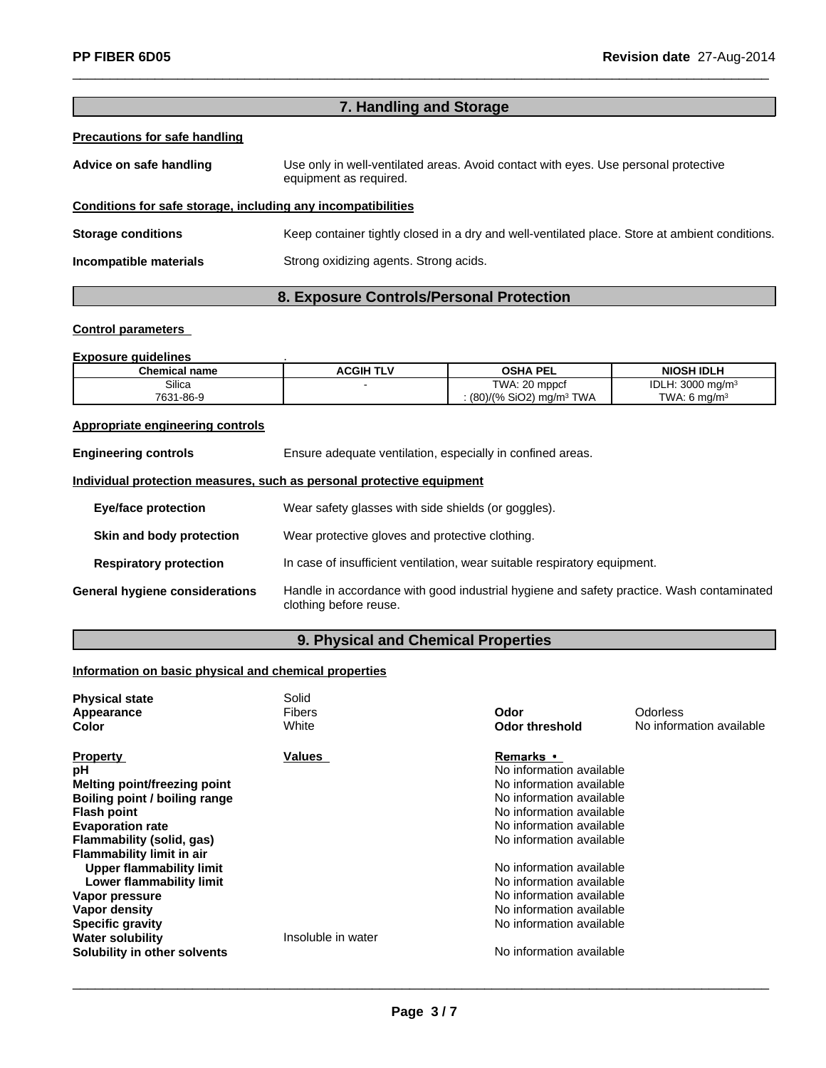## 7. Handling and Storage

**Precautions for safe handling**

**Advice on safe handling** — Use only in well-ventilated areas. Avoid contact with eyes. Use personal protective equipment as required.

**Conditions for safe storage, including any incompatibilities**

**Storage conditions** — Keep container tightly closed in a dry and well-ventilated place. Store at ambient conditions.

**Incompatible materials** — Strong oxidizing agents. Strong acids.

## 8. Exposure Controls/Personal Protection

**Control parameters**

**Exposure guidelines** .

| Chemical name | ACGIH TLV | OSHA PEL | NIOSH IDLH |
|---|---|---|---|
| Silica<br>7631-86-9 | - | TWA: 20 mppcf<br>: (80)/(% SiO2) mg/m³ TWA | IDLH: 3000 mg/m³<br>TWA: 6 mg/m³ |

**Appropriate engineering controls**

**Engineering controls** — Ensure adequate ventilation, especially in confined areas.

**Individual protection measures, such as personal protective equipment**

**Eye/face protection** — Wear safety glasses with side shields (or goggles).

**Skin and body protection** — Wear protective gloves and protective clothing.

**Respiratory protection** — In case of insufficient ventilation, wear suitable respiratory equipment.

**General hygiene considerations** — Handle in accordance with good industrial hygiene and safety practice. Wash contaminated clothing before reuse.

## 9. Physical and Chemical Properties

**Information on basic physical and chemical properties**

| | | | |
|---|---|---|---|
| **Physical state** | Solid | | |
| **Appearance** | Fibers | **Odor** | Odorless |
| **Color** | White | **Odor threshold** | No information available |

| Property | Values | Remarks • |
|---|---|---|
| **pH** | | No information available |
| **Melting point/freezing point** | | No information available |
| **Boiling point / boiling range** | | No information available |
| **Flash point** | | No information available |
| **Evaporation rate** | | No information available |
| **Flammability (solid, gas)** | | No information available |
| **Flammability limit in air** | | |
| **Upper flammability limit** | | No information available |
| **Lower flammability limit** | | No information available |
| **Vapor pressure** | | No information available |
| **Vapor density** | | No information available |
| **Specific gravity** | | No information available |
| **Water solubility** | Insoluble in water | |
| **Solubility in other solvents** | | No information available |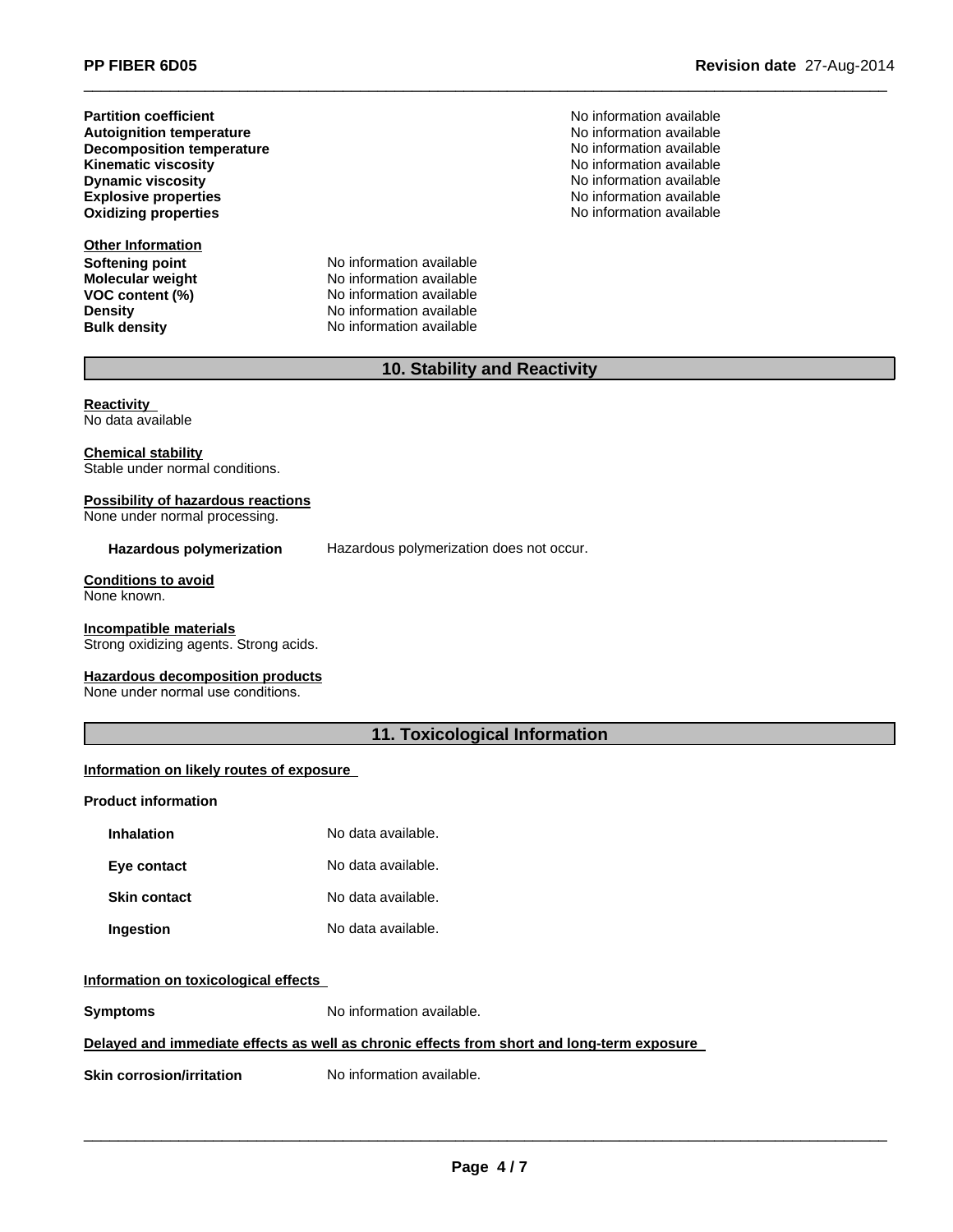| | |
|---|---|
| **Partition coefficient** | No information available |
| **Autoignition temperature** | No information available |
| **Decomposition temperature** | No information available |
| **Kinematic viscosity** | No information available |
| **Dynamic viscosity** | No information available |
| **Explosive properties** | No information available |
| **Oxidizing properties** | No information available |

**Other Information**

| | |
|---|---|
| **Softening point** | No information available |
| **Molecular weight** | No information available |
| **VOC content (%)** | No information available |
| **Density** | No information available |
| **Bulk density** | No information available |

## 10. Stability and Reactivity

**Reactivity**
No data available

**Chemical stability**
Stable under normal conditions.

**Possibility of hazardous reactions**
None under normal processing.

**Hazardous polymerization** Hazardous polymerization does not occur.

**Conditions to avoid**
None known.

**Incompatible materials**
Strong oxidizing agents. Strong acids.

**Hazardous decomposition products**
None under normal use conditions.

## 11. Toxicological Information

**Information on likely routes of exposure**

**Product information**

| | |
|---|---|
| **Inhalation** | No data available. |
| **Eye contact** | No data available. |
| **Skin contact** | No data available. |
| **Ingestion** | No data available. |

**Information on toxicological effects**

**Symptoms** No information available.

**Delayed and immediate effects as well as chronic effects from short and long-term exposure**

**Skin corrosion/irritation** No information available.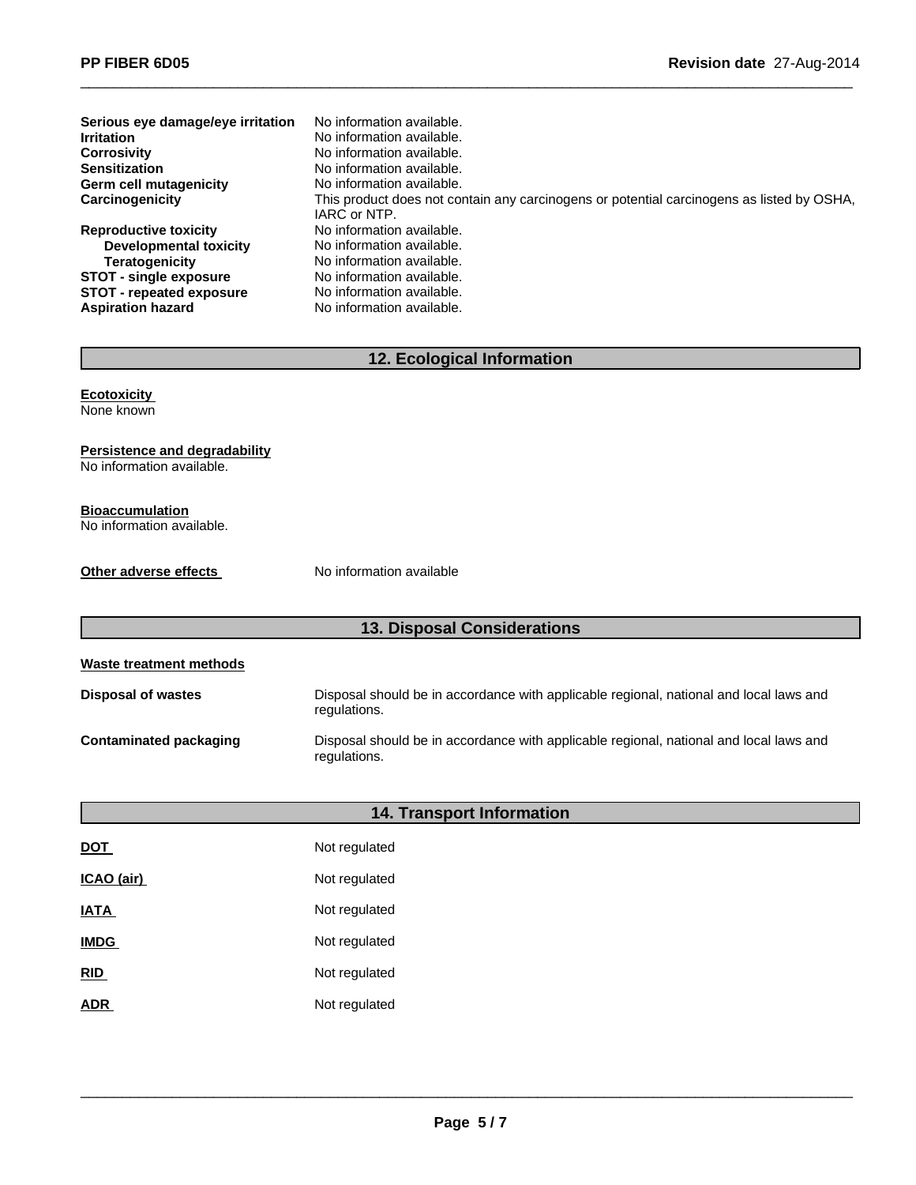| | |
|---|---|
| **Serious eye damage/eye irritation** | No information available. |
| **Irritation** | No information available. |
| **Corrosivity** | No information available. |
| **Sensitization** | No information available. |
| **Germ cell mutagenicity** | No information available. |
| **Carcinogenicity** | This product does not contain any carcinogens or potential carcinogens as listed by OSHA, IARC or NTP. |
| **Reproductive toxicity** | No information available. |
| **Developmental toxicity** | No information available. |
| **Teratogenicity** | No information available. |
| **STOT - single exposure** | No information available. |
| **STOT - repeated exposure** | No information available. |
| **Aspiration hazard** | No information available. |

## 12. Ecological Information

**Ecotoxicity**
None known

**Persistence and degradability**
No information available.

**Bioaccumulation**
No information available.

**Other adverse effects** No information available

## 13. Disposal Considerations

**Waste treatment methods**

| | |
|---|---|
| **Disposal of wastes** | Disposal should be in accordance with applicable regional, national and local laws and regulations. |
| **Contaminated packaging** | Disposal should be in accordance with applicable regional, national and local laws and regulations. |

## 14. Transport Information

| | |
|---|---|
| **DOT** | Not regulated |
| **ICAO (air)** | Not regulated |
| **IATA** | Not regulated |
| **IMDG** | Not regulated |
| **RID** | Not regulated |
| **ADR** | Not regulated |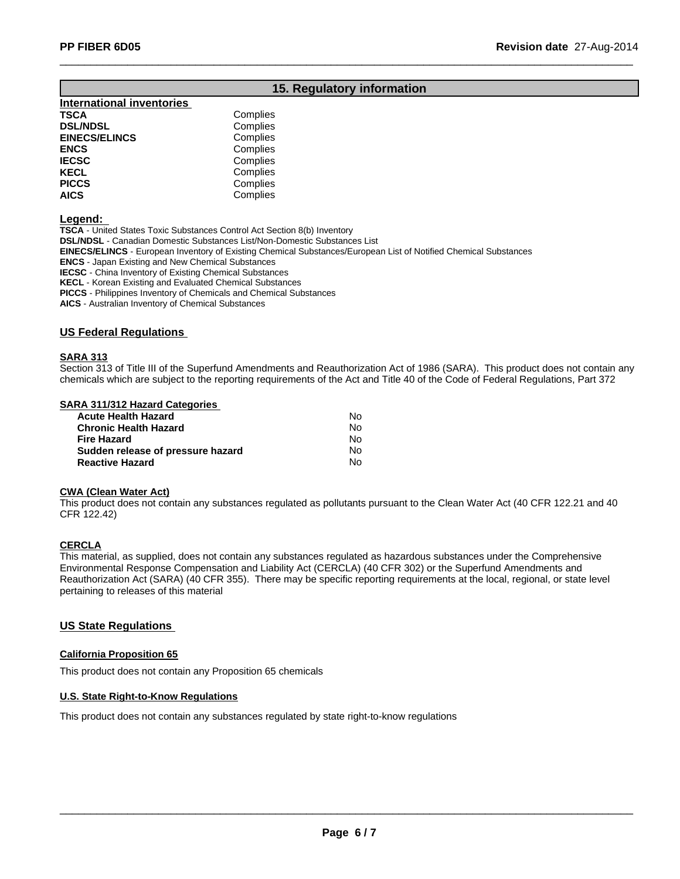## 15. Regulatory information

### International inventories

| | |
|---|---|
| **TSCA** | Complies |
| **DSL/NDSL** | Complies |
| **EINECS/ELINCS** | Complies |
| **ENCS** | Complies |
| **IECSC** | Complies |
| **KECL** | Complies |
| **PICCS** | Complies |
| **AICS** | Complies |

**Legend:**

**TSCA** - United States Toxic Substances Control Act Section 8(b) Inventory
**DSL/NDSL** - Canadian Domestic Substances List/Non-Domestic Substances List
**EINECS/ELINCS** - European Inventory of Existing Chemical Substances/European List of Notified Chemical Substances
**ENCS** - Japan Existing and New Chemical Substances
**IECSC** - China Inventory of Existing Chemical Substances
**KECL** - Korean Existing and Evaluated Chemical Substances
**PICCS** - Philippines Inventory of Chemicals and Chemical Substances
**AICS** - Australian Inventory of Chemical Substances

### US Federal Regulations

**SARA 313**

Section 313 of Title III of the Superfund Amendments and Reauthorization Act of 1986 (SARA). This product does not contain any chemicals which are subject to the reporting requirements of the Act and Title 40 of the Code of Federal Regulations, Part 372

**SARA 311/312 Hazard Categories**

| | |
|---|---|
| **Acute Health Hazard** | No |
| **Chronic Health Hazard** | No |
| **Fire Hazard** | No |
| **Sudden release of pressure hazard** | No |
| **Reactive Hazard** | No |

**CWA (Clean Water Act)**

This product does not contain any substances regulated as pollutants pursuant to the Clean Water Act (40 CFR 122.21 and 40 CFR 122.42)

**CERCLA**

This material, as supplied, does not contain any substances regulated as hazardous substances under the Comprehensive Environmental Response Compensation and Liability Act (CERCLA) (40 CFR 302) or the Superfund Amendments and Reauthorization Act (SARA) (40 CFR 355). There may be specific reporting requirements at the local, regional, or state level pertaining to releases of this material

### US State Regulations

**California Proposition 65**

This product does not contain any Proposition 65 chemicals

**U.S. State Right-to-Know Regulations**

This product does not contain any substances regulated by state right-to-know regulations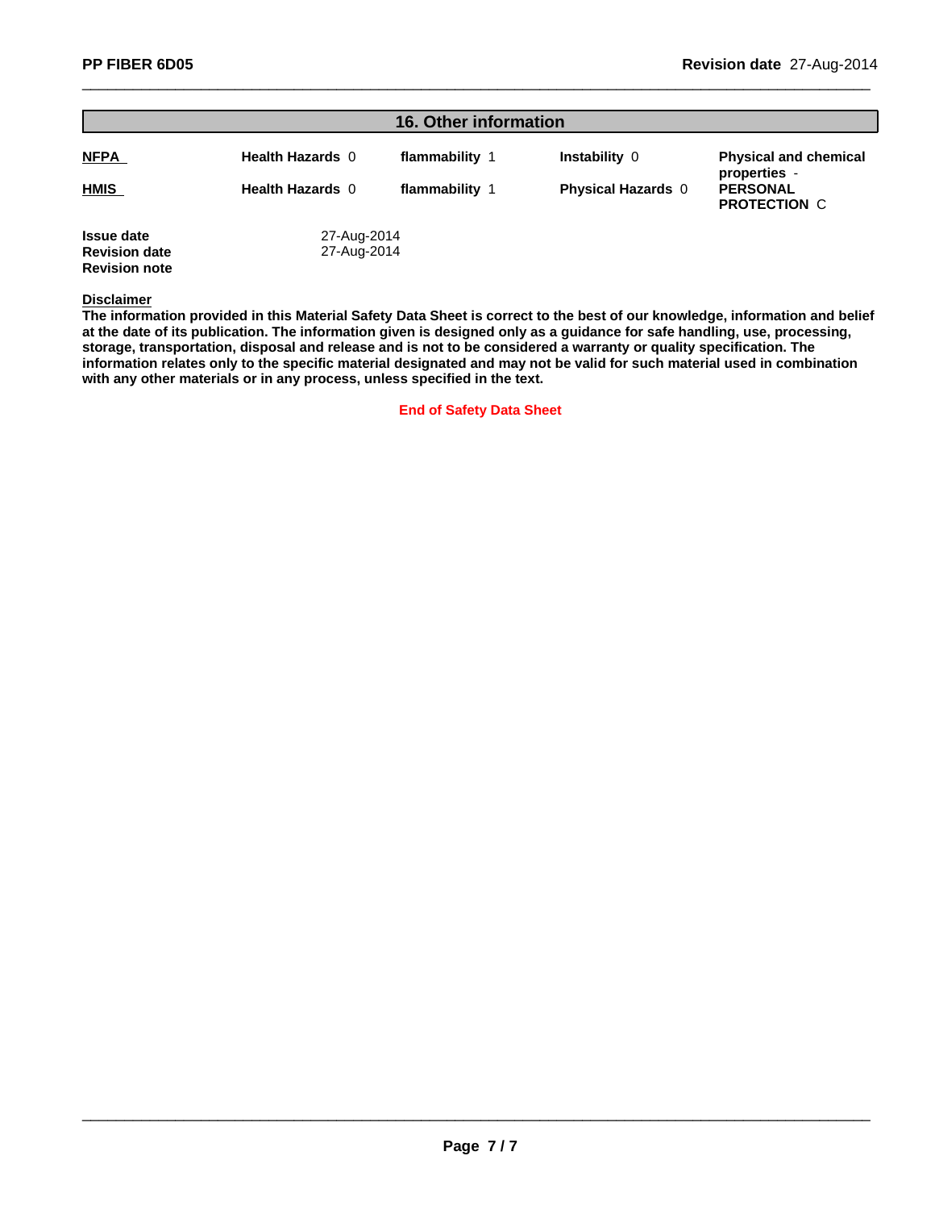## 16. Other information

| | | | | |
|---|---|---|---|---|
| **NFPA** | **Health Hazards** 0 | **flammability** 1 | **Instability** 0 | **Physical and chemical properties** - |
| **HMIS** | **Health Hazards** 0 | **flammability** 1 | **Physical Hazards** 0 | **PERSONAL PROTECTION** C |

**Issue date** 27-Aug-2014
**Revision date** 27-Aug-2014
**Revision note**

**Disclaimer**

**The information provided in this Material Safety Data Sheet is correct to the best of our knowledge, information and belief at the date of its publication. The information given is designed only as a guidance for safe handling, use, processing, storage, transportation, disposal and release and is not to be considered a warranty or quality specification. The information relates only to the specific material designated and may not be valid for such material used in combination with any other materials or in any process, unless specified in the text.**

**End of Safety Data Sheet**